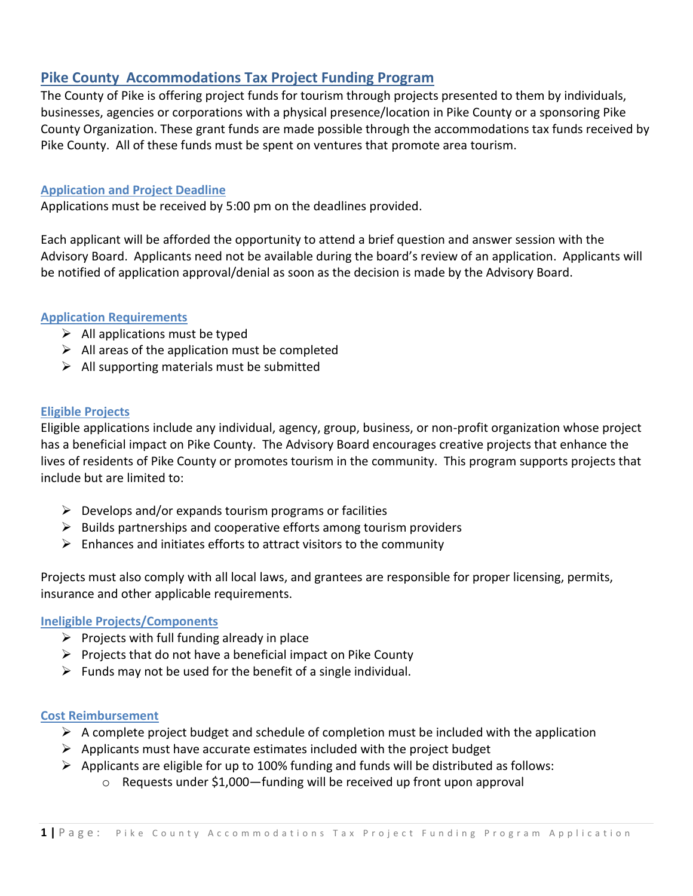## Pike County  Accommodations Tax Project Funding Program

The County of Pike is offering project funds for tourism through projects presented to them by individuals, businesses, agencies or corporations with a physical presence/location in Pike County or a sponsoring Pike County Organization. These grant funds are made possible through the accommodations tax funds received by Pike County.  All of these funds must be spent on ventures that promote area tourism.

### Application and Project Deadline

Applications must be received by 5:00 pm on the deadlines provided.

Each applicant will be afforded the opportunity to attend a brief question and answer session with the Advisory Board.  Applicants need not be available during the board's review of an application.  Applicants will be notified of application approval/denial as soon as the decision is made by the Advisory Board.

### Application Requirements

- All applications must be typed
- All areas of the application must be completed
- All supporting materials must be submitted

### Eligible Projects

Eligible applications include any individual, agency, group, business, or non-profit organization whose project has a beneficial impact on Pike County.  The Advisory Board encourages creative projects that enhance the lives of residents of Pike County or promotes tourism in the community.  This program supports projects that include but are limited to:

- Develops and/or expands tourism programs or facilities
- Builds partnerships and cooperative efforts among tourism providers
- Enhances and initiates efforts to attract visitors to the community

Projects must also comply with all local laws, and grantees are responsible for proper licensing, permits, insurance and other applicable requirements.

### Ineligible Projects/Components

- Projects with full funding already in place
- Projects that do not have a beneficial impact on Pike County
- Funds may not be used for the benefit of a single individual.

### Cost Reimbursement

- A complete project budget and schedule of completion must be included with the application
- Applicants must have accurate estimates included with the project budget
- Applicants are eligible for up to 100% funding and funds will be distributed as follows:
  - Requests under $1,000—funding will be received up front upon approval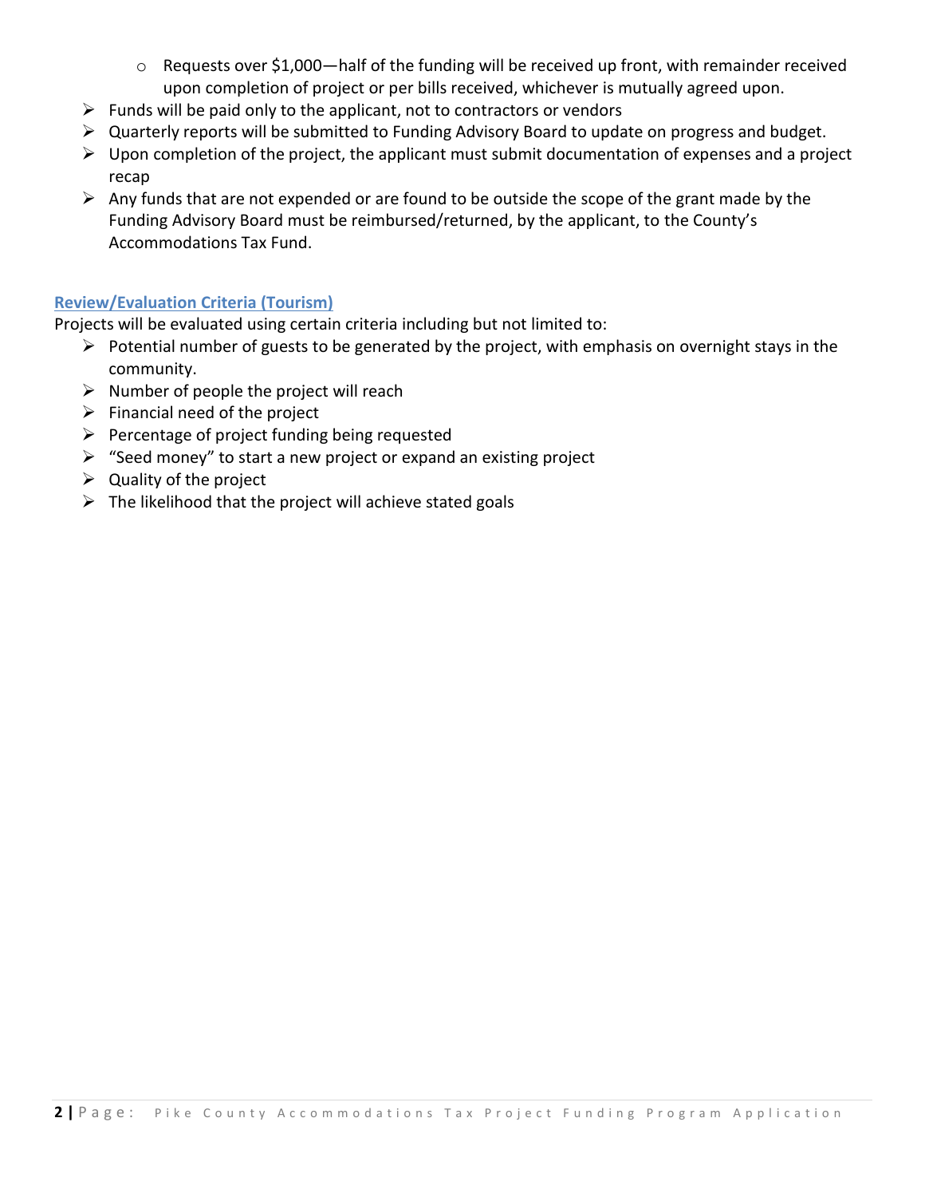- Requests over $1,000—half of the funding will be received up front, with remainder received upon completion of project or per bills received, whichever is mutually agreed upon.
- Funds will be paid only to the applicant, not to contractors or vendors
- Quarterly reports will be submitted to Funding Advisory Board to update on progress and budget.
- Upon completion of the project, the applicant must submit documentation of expenses and a project recap
- Any funds that are not expended or are found to be outside the scope of the grant made by the Funding Advisory Board must be reimbursed/returned, by the applicant, to the County's Accommodations Tax Fund.

## Review/Evaluation Criteria (Tourism)

Projects will be evaluated using certain criteria including but not limited to:

- Potential number of guests to be generated by the project, with emphasis on overnight stays in the community.
- Number of people the project will reach
- Financial need of the project
- Percentage of project funding being requested
- "Seed money" to start a new project or expand an existing project
- Quality of the project
- The likelihood that the project will achieve stated goals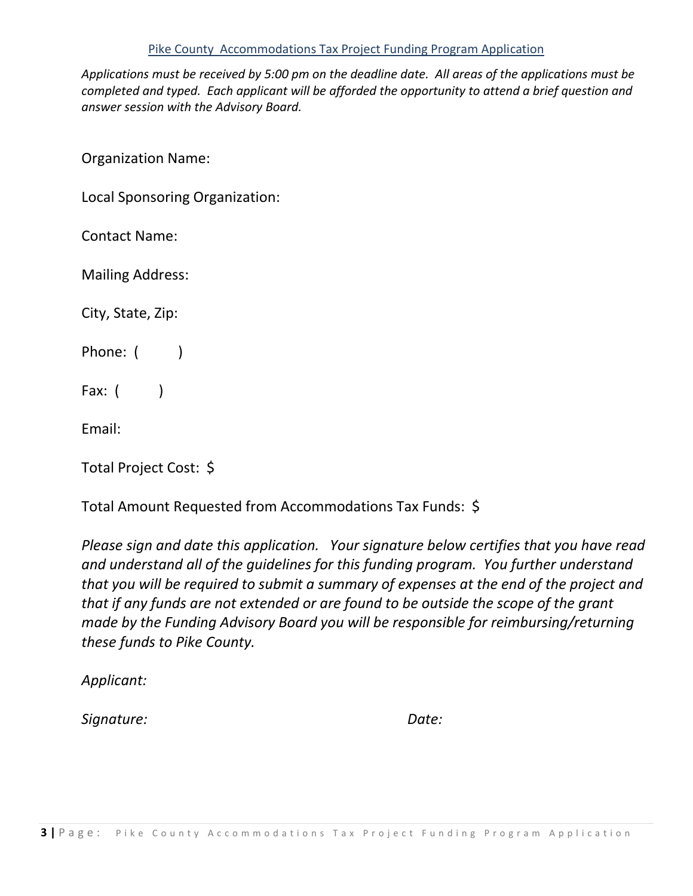Pike County Accommodations Tax Project Funding Program Application

*Applications must be received by 5:00 pm on the deadline date. All areas of the applications must be completed and typed. Each applicant will be afforded the opportunity to attend a brief question and answer session with the Advisory Board.*

Organization Name:

Local Sponsoring Organization:

Contact Name:

Mailing Address:

City, State, Zip:

Phone: ( )

Fax: ( )

Email:

Total Project Cost: $

Total Amount Requested from Accommodations Tax Funds: $

*Please sign and date this application. Your signature below certifies that you have read and understand all of the guidelines for this funding program. You further understand that you will be required to submit a summary of expenses at the end of the project and that if any funds are not extended or are found to be outside the scope of the grant made by the Funding Advisory Board you will be responsible for reimbursing/returning these funds to Pike County.*

*Applicant:*

*Signature:* *Date:*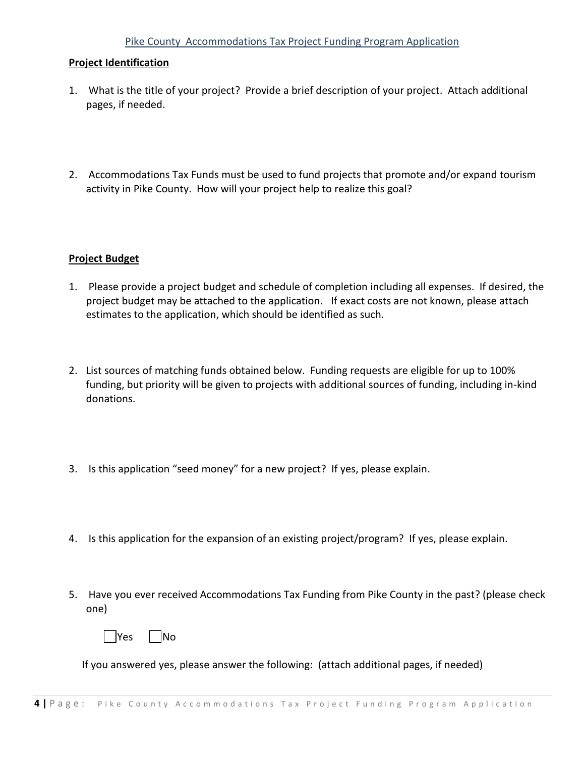Pike County Accommodations Tax Project Funding Program Application

**Project Identification**

1. What is the title of your project? Provide a brief description of your project. Attach additional pages, if needed.

2. Accommodations Tax Funds must be used to fund projects that promote and/or expand tourism activity in Pike County. How will your project help to realize this goal?

**Project Budget**

1. Please provide a project budget and schedule of completion including all expenses. If desired, the project budget may be attached to the application. If exact costs are not known, please attach estimates to the application, which should be identified as such.

2. List sources of matching funds obtained below. Funding requests are eligible for up to 100% funding, but priority will be given to projects with additional sources of funding, including in-kind donations.

3. Is this application "seed money" for a new project? If yes, please explain.

4. Is this application for the expansion of an existing project/program? If yes, please explain.

5. Have you ever received Accommodations Tax Funding from Pike County in the past? (please check one)

   ☐ Yes ☐ No

   If you answered yes, please answer the following: (attach additional pages, if needed)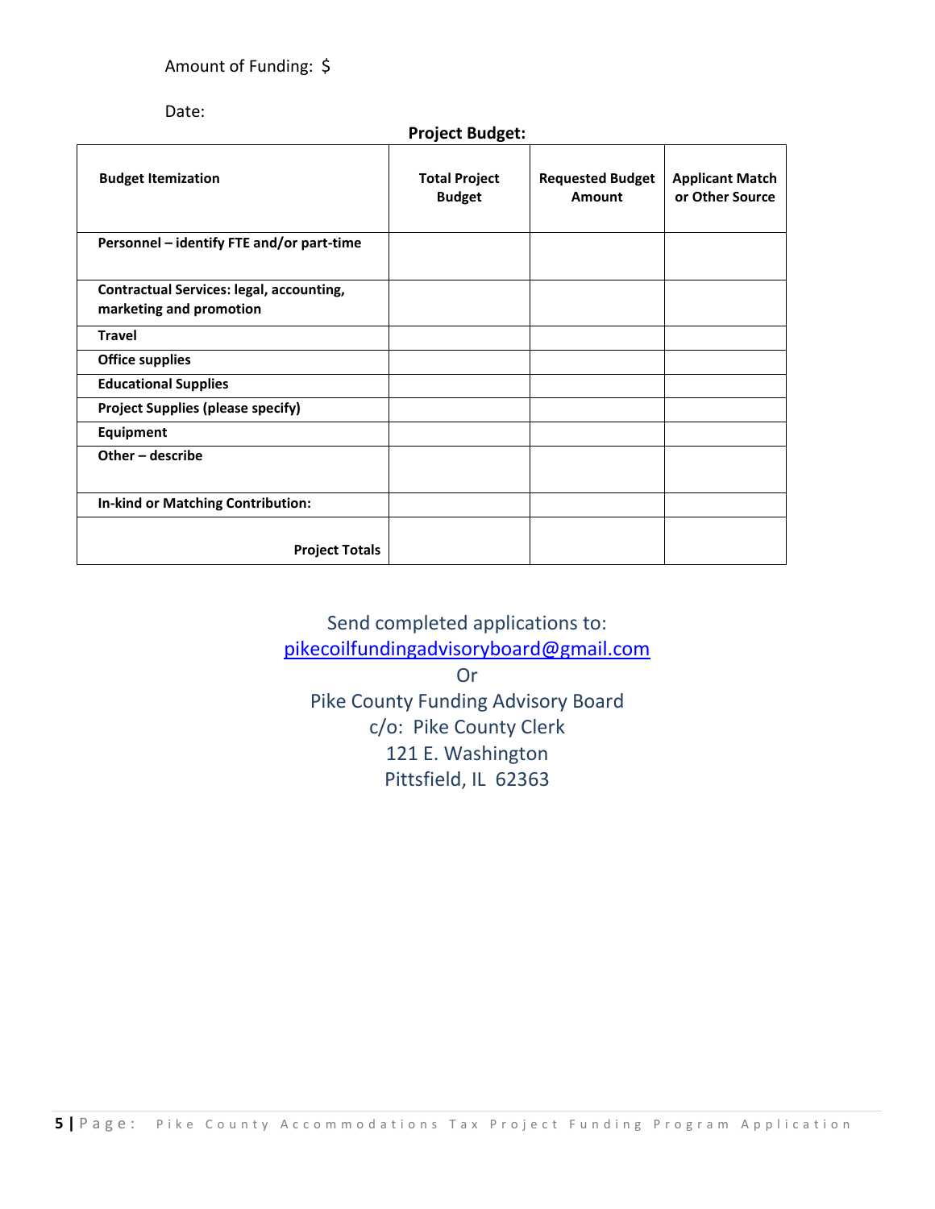Amount of Funding: $

Date:

**Project Budget:**

| Budget Itemization | Total Project Budget | Requested Budget Amount | Applicant Match or Other Source |
|---|---|---|---|
| **Personnel – identify FTE and/or part-time** | | | |
| **Contractual Services: legal, accounting, marketing and promotion** | | | |
| **Travel** | | | |
| **Office supplies** | | | |
| **Educational Supplies** | | | |
| **Project Supplies (please specify)** | | | |
| **Equipment** | | | |
| **Other – describe** | | | |
| **In-kind or Matching Contribution:** | | | |
| **Project Totals** | | | |

Send completed applications to:
[pikecoilfundingadvisoryboard@gmail.com](mailto:pikecoilfundingadvisoryboard@gmail.com)
Or
Pike County Funding Advisory Board
c/o: Pike County Clerk
121 E. Washington
Pittsfield, IL 62363